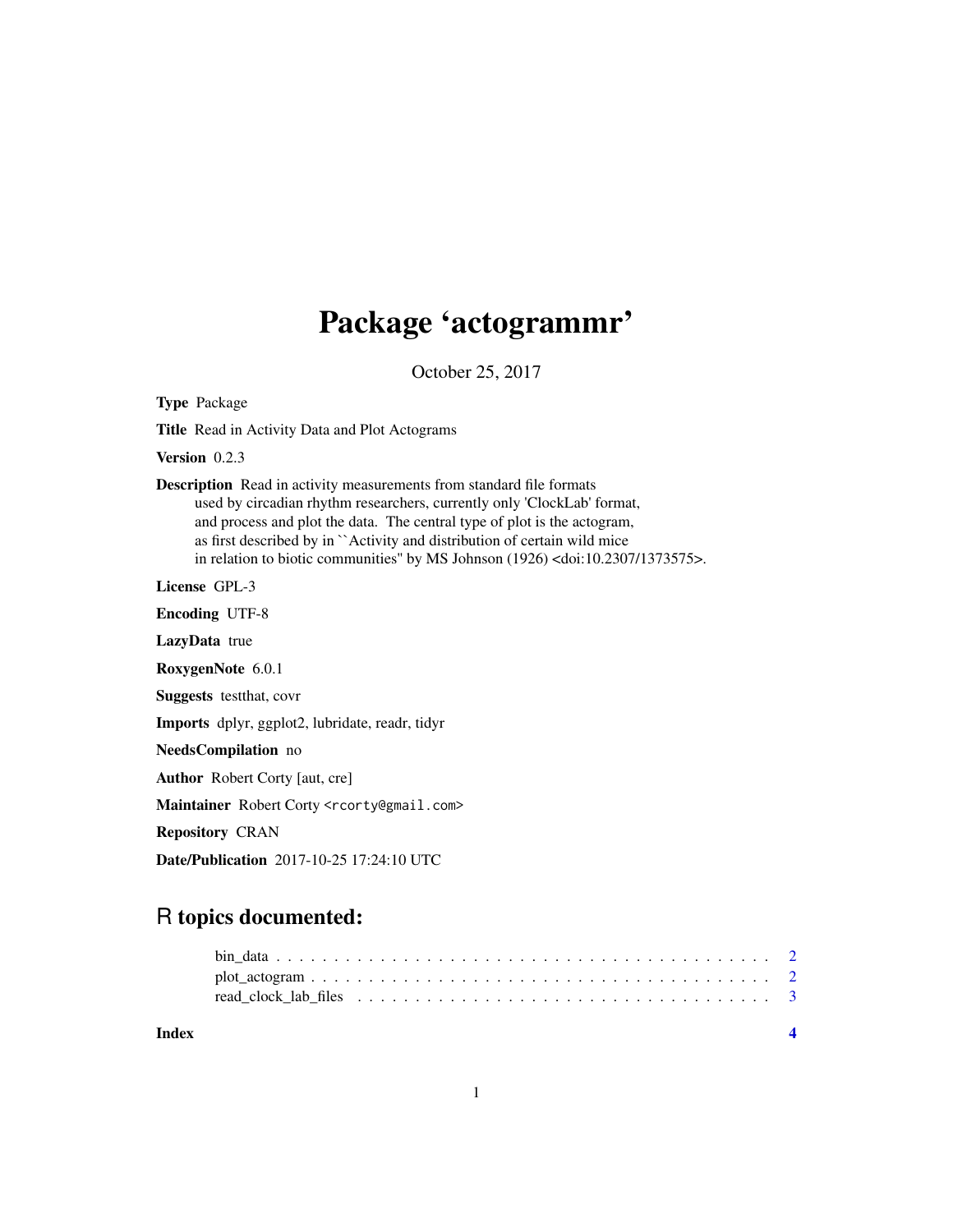# Package 'actogrammr'

October 25, 2017

**Type** Package

**Title** Read in Activity Data and Plot Actograms

**Version** 0.2.3

**Description** Read in activity measurements from standard file formats used by circadian rhythm researchers, currently only 'ClockLab' format, and process and plot the data. The central type of plot is the actogram, as first described by in ``Activity and distribution of certain wild mice in relation to biotic communities'' by MS Johnson (1926) <doi:10.2307/1373575>.

**License** GPL-3

**Encoding** UTF-8

**LazyData** true

**RoxygenNote** 6.0.1

**Suggests** testthat, covr

**Imports** dplyr, ggplot2, lubridate, readr, tidyr

**NeedsCompilation** no

**Author** Robert Corty [aut, cre]

**Maintainer** Robert Corty <rcorty@gmail.com>

**Repository** CRAN

**Date/Publication** 2017-10-25 17:24:10 UTC

## R topics documented:

- bin_data . . . . . . . . . . . . . . . . . . . . . . . . . . . . . . . . . . . . . . . . . 2
- plot_actogram . . . . . . . . . . . . . . . . . . . . . . . . . . . . . . . . . . . . . . 2
- read_clock_lab_files . . . . . . . . . . . . . . . . . . . . . . . . . . . . . . . . . . . 3

**Index** **4**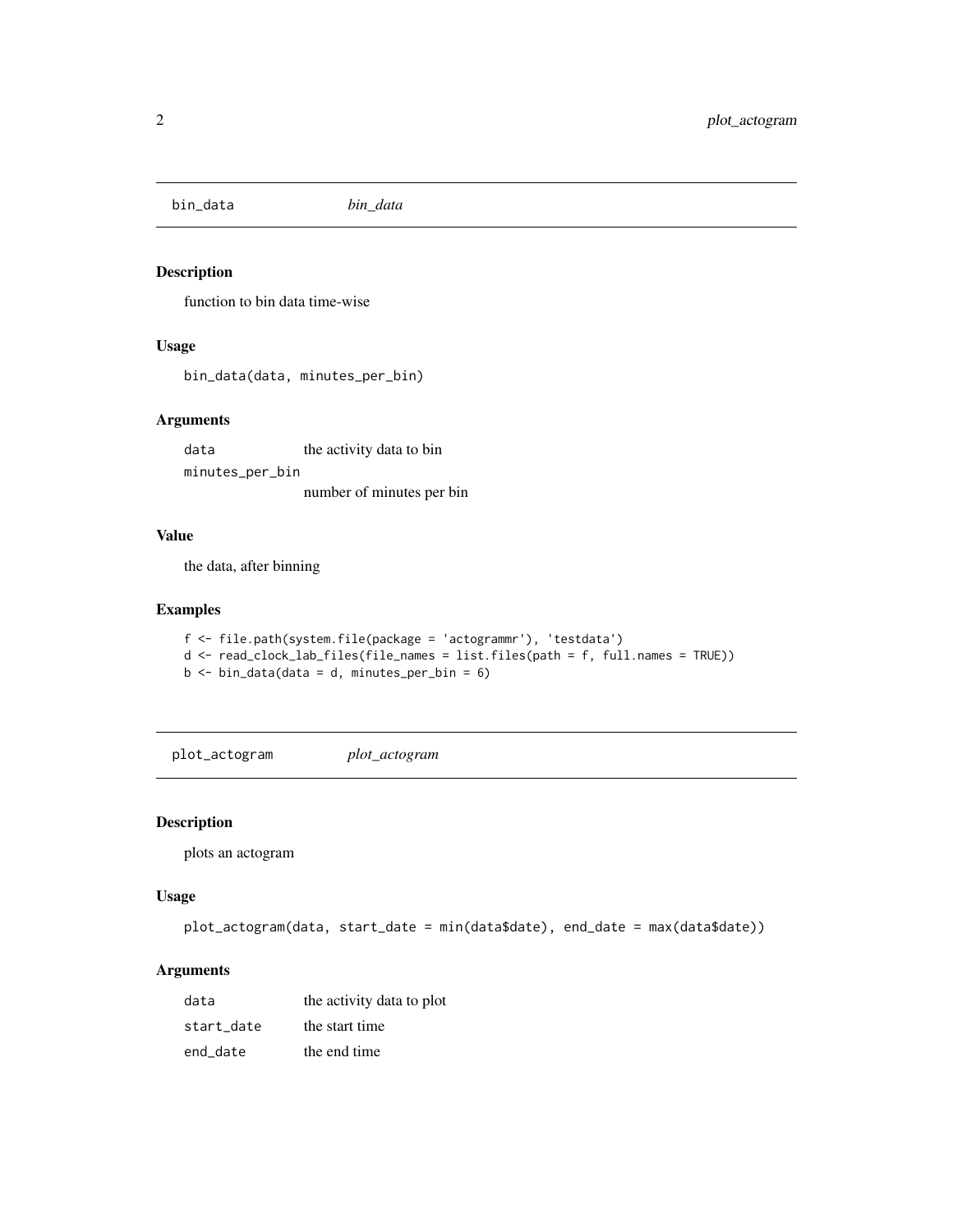## bin_data *bin_data*

### Description

function to bin data time-wise

### Usage

```
bin_data(data, minutes_per_bin)
```

### Arguments

| | |
|---|---|
| data | the activity data to bin |
| minutes_per_bin | number of minutes per bin |

### Value

the data, after binning

### Examples

```
f <- file.path(system.file(package = 'actogrammr'), 'testdata')
d <- read_clock_lab_files(file_names = list.files(path = f, full.names = TRUE))
b <- bin_data(data = d, minutes_per_bin = 6)
```

## plot_actogram *plot_actogram*

### Description

plots an actogram

### Usage

```
plot_actogram(data, start_date = min(data$date), end_date = max(data$date))
```

### Arguments

| | |
|---|---|
| data | the activity data to plot |
| start_date | the start time |
| end_date | the end time |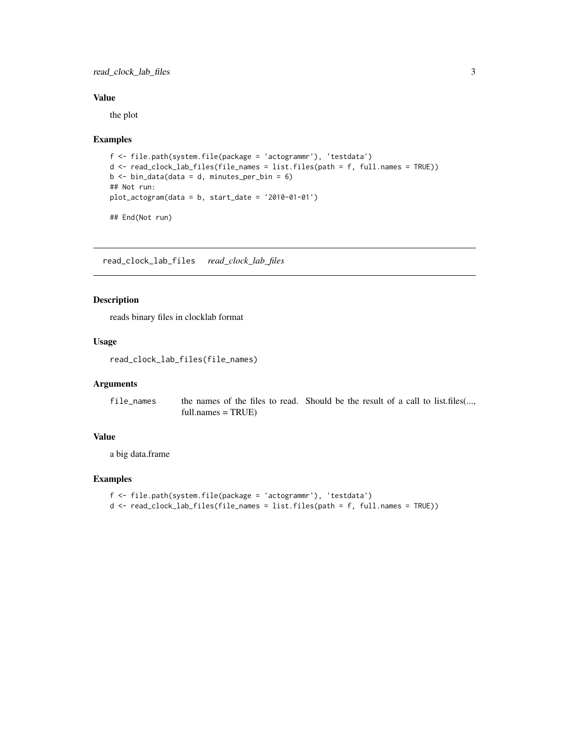## Value

the plot

## Examples

```
f <- file.path(system.file(package = 'actogrammr'), 'testdata')
d <- read_clock_lab_files(file_names = list.files(path = f, full.names = TRUE))
b <- bin_data(data = d, minutes_per_bin = 6)
## Not run:
plot_actogram(data = b, start_date = '2010-01-01')

## End(Not run)
```

---

# read_clock_lab_files *read_clock_lab_files*

## Description

reads binary files in clocklab format

## Usage

```
read_clock_lab_files(file_names)
```

## Arguments

| | |
|---|---|
| file_names | the names of the files to read. Should be the result of a call to list.files(..., full.names = TRUE) |

## Value

a big data.frame

## Examples

```
f <- file.path(system.file(package = 'actogrammr'), 'testdata')
d <- read_clock_lab_files(file_names = list.files(path = f, full.names = TRUE))
```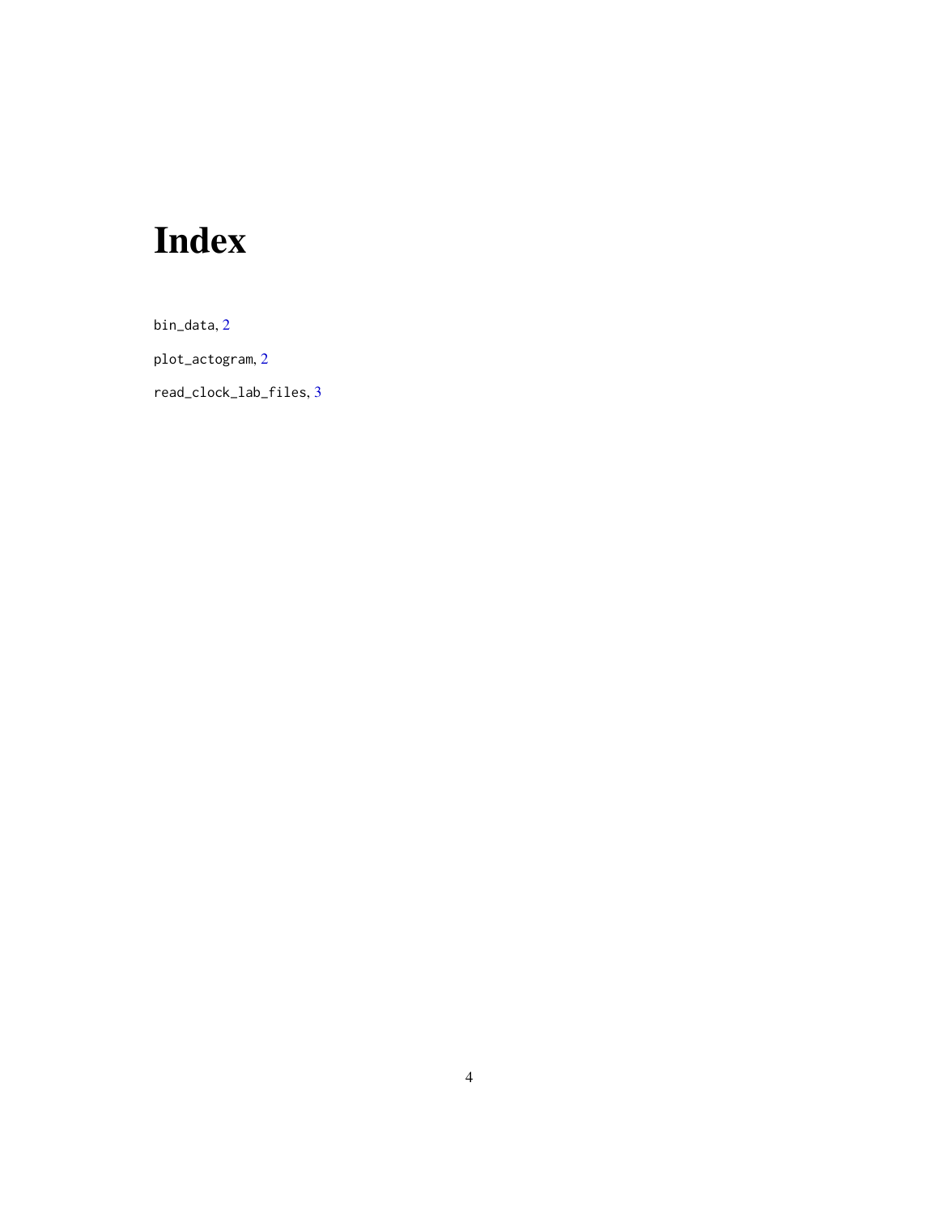# Index

bin_data, 2

plot_actogram, 2

read_clock_lab_files, 3